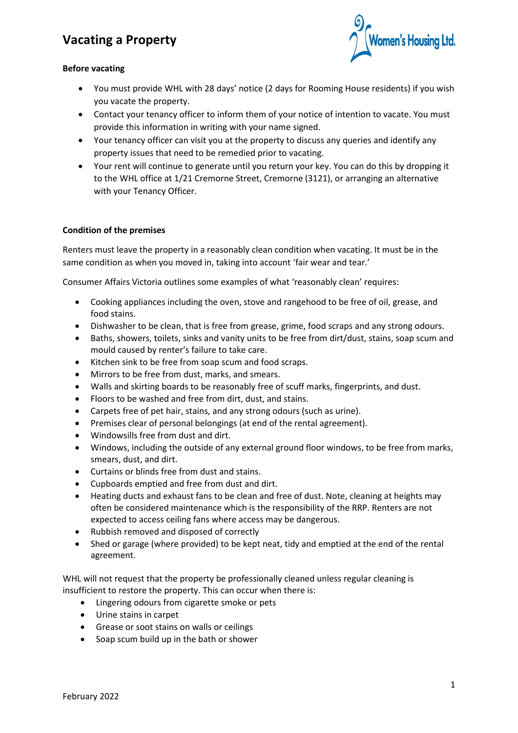# Vacating a Property

**Before vacating**

- You must provide WHL with 28 days' notice (2 days for Rooming House residents) if you wish you vacate the property.
- Contact your tenancy officer to inform them of your notice of intention to vacate. You must provide this information in writing with your name signed.
- Your tenancy officer can visit you at the property to discuss any queries and identify any property issues that need to be remedied prior to vacating.
- Your rent will continue to generate until you return your key. You can do this by dropping it to the WHL office at 1/21 Cremorne Street, Cremorne (3121), or arranging an alternative with your Tenancy Officer.

**Condition of the premises**

Renters must leave the property in a reasonably clean condition when vacating. It must be in the same condition as when you moved in, taking into account 'fair wear and tear.'

Consumer Affairs Victoria outlines some examples of what 'reasonably clean' requires:

- Cooking appliances including the oven, stove and rangehood to be free of oil, grease, and food stains.
- Dishwasher to be clean, that is free from grease, grime, food scraps and any strong odours.
- Baths, showers, toilets, sinks and vanity units to be free from dirt/dust, stains, soap scum and mould caused by renter's failure to take care.
- Kitchen sink to be free from soap scum and food scraps.
- Mirrors to be free from dust, marks, and smears.
- Walls and skirting boards to be reasonably free of scuff marks, fingerprints, and dust.
- Floors to be washed and free from dirt, dust, and stains.
- Carpets free of pet hair, stains, and any strong odours (such as urine).
- Premises clear of personal belongings (at end of the rental agreement).
- Windowsills free from dust and dirt.
- Windows, including the outside of any external ground floor windows, to be free from marks, smears, dust, and dirt.
- Curtains or blinds free from dust and stains.
- Cupboards emptied and free from dust and dirt.
- Heating ducts and exhaust fans to be clean and free of dust. Note, cleaning at heights may often be considered maintenance which is the responsibility of the RRP. Renters are not expected to access ceiling fans where access may be dangerous.
- Rubbish removed and disposed of correctly
- Shed or garage (where provided) to be kept neat, tidy and emptied at the end of the rental agreement.

WHL will not request that the property be professionally cleaned unless regular cleaning is insufficient to restore the property. This can occur when there is:

- Lingering odours from cigarette smoke or pets
- Urine stains in carpet
- Grease or soot stains on walls or ceilings
- Soap scum build up in the bath or shower

February 2022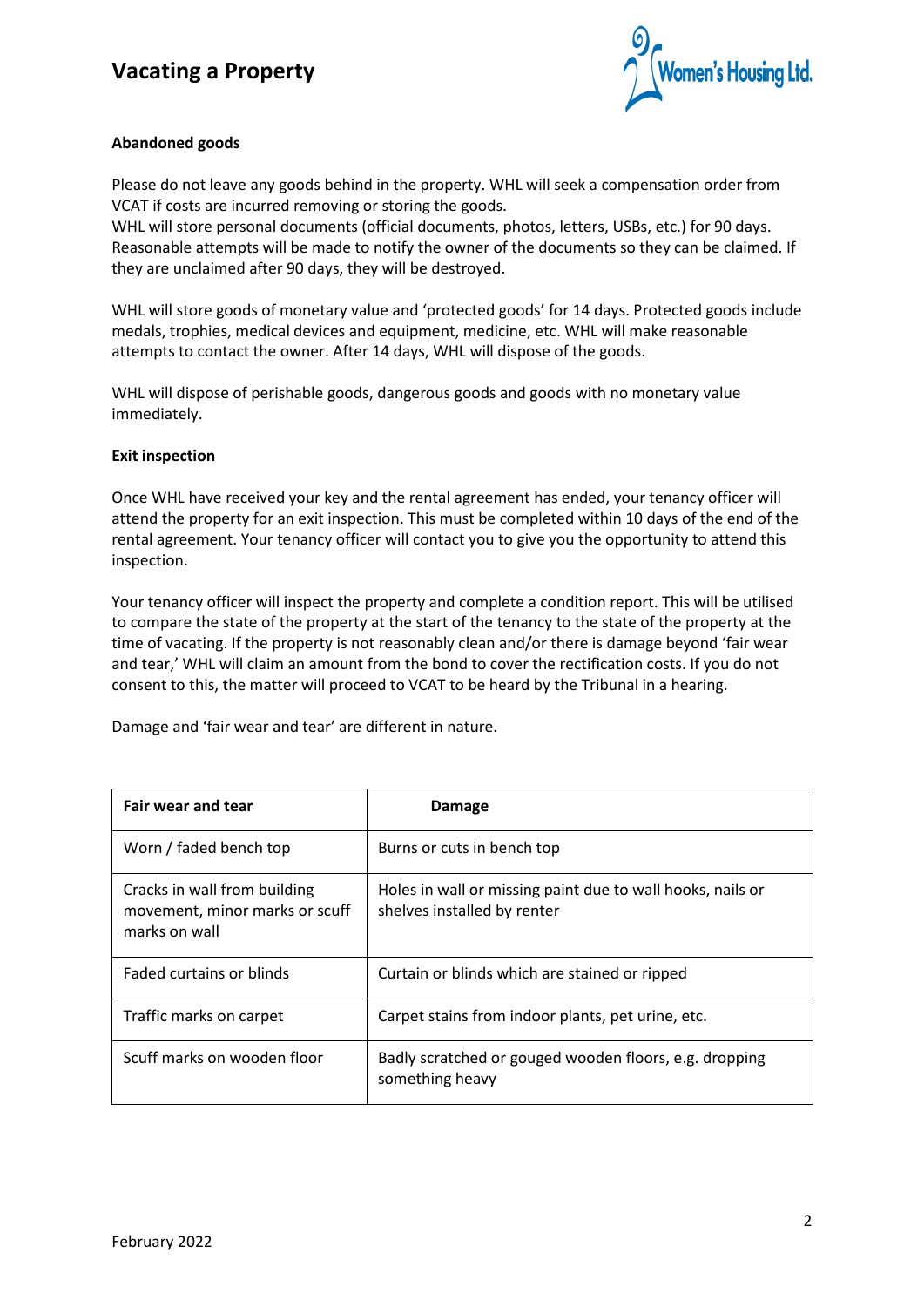## Abandoned goods

Please do not leave any goods behind in the property. WHL will seek a compensation order from VCAT if costs are incurred removing or storing the goods.
WHL will store personal documents (official documents, photos, letters, USBs, etc.) for 90 days. Reasonable attempts will be made to notify the owner of the documents so they can be claimed. If they are unclaimed after 90 days, they will be destroyed.

WHL will store goods of monetary value and 'protected goods' for 14 days. Protected goods include medals, trophies, medical devices and equipment, medicine, etc. WHL will make reasonable attempts to contact the owner. After 14 days, WHL will dispose of the goods.

WHL will dispose of perishable goods, dangerous goods and goods with no monetary value immediately.

## Exit inspection

Once WHL have received your key and the rental agreement has ended, your tenancy officer will attend the property for an exit inspection. This must be completed within 10 days of the end of the rental agreement. Your tenancy officer will contact you to give you the opportunity to attend this inspection.

Your tenancy officer will inspect the property and complete a condition report. This will be utilised to compare the state of the property at the start of the tenancy to the state of the property at the time of vacating. If the property is not reasonably clean and/or there is damage beyond 'fair wear and tear,' WHL will claim an amount from the bond to cover the rectification costs. If you do not consent to this, the matter will proceed to VCAT to be heard by the Tribunal in a hearing.

Damage and 'fair wear and tear' are different in nature.

| Fair wear and tear | Damage |
|---|---|
| Worn / faded bench top | Burns or cuts in bench top |
| Cracks in wall from building movement, minor marks or scuff marks on wall | Holes in wall or missing paint due to wall hooks, nails or shelves installed by renter |
| Faded curtains or blinds | Curtain or blinds which are stained or ripped |
| Traffic marks on carpet | Carpet stains from indoor plants, pet urine, etc. |
| Scuff marks on wooden floor | Badly scratched or gouged wooden floors, e.g. dropping something heavy |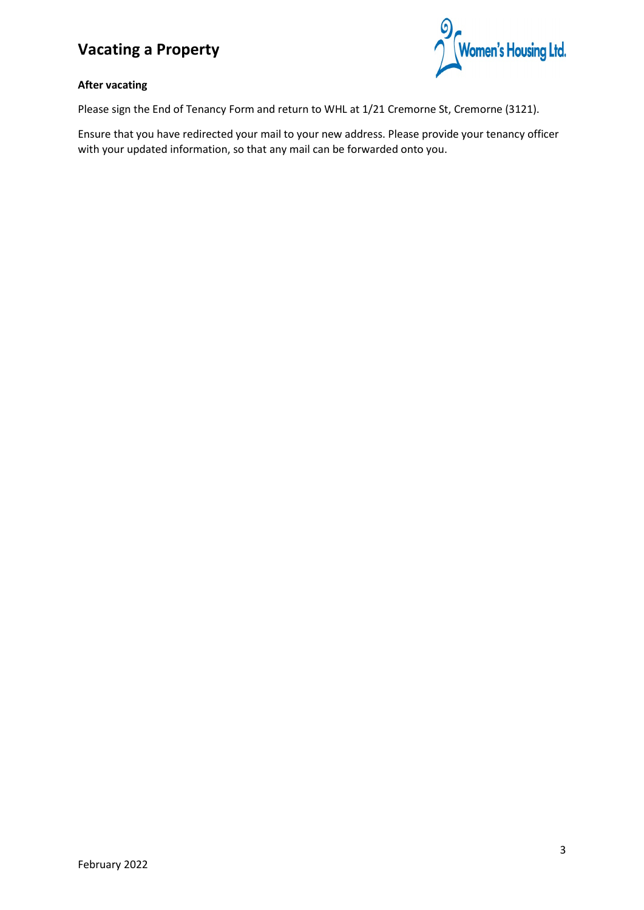### After vacating

Please sign the End of Tenancy Form and return to WHL at 1/21 Cremorne St, Cremorne (3121).

Ensure that you have redirected your mail to your new address. Please provide your tenancy officer with your updated information, so that any mail can be forwarded onto you.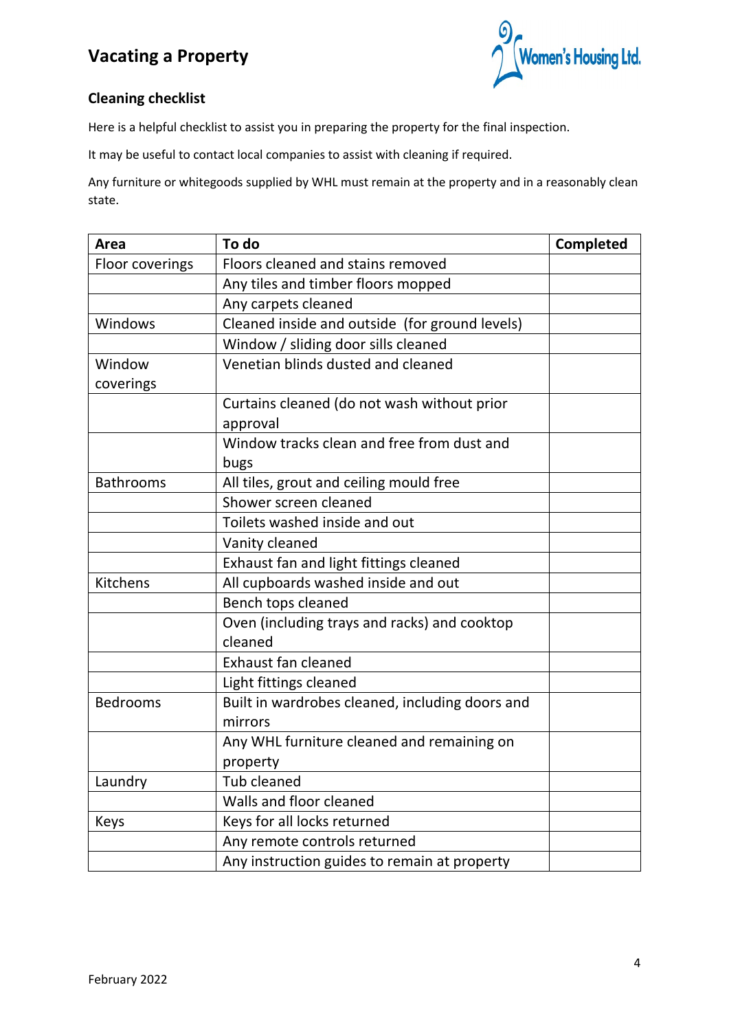## Vacating a Property

### Cleaning checklist

Here is a helpful checklist to assist you in preparing the property for the final inspection.

It may be useful to contact local companies to assist with cleaning if required.

Any furniture or whitegoods supplied by WHL must remain at the property and in a reasonably clean state.

| Area | To do | Completed |
|---|---|---|
| Floor coverings | Floors cleaned and stains removed | |
| | Any tiles and timber floors mopped | |
| | Any carpets cleaned | |
| Windows | Cleaned inside and outside (for ground levels) | |
| | Window / sliding door sills cleaned | |
| Window coverings | Venetian blinds dusted and cleaned | |
| | Curtains cleaned (do not wash without prior approval | |
| | Window tracks clean and free from dust and bugs | |
| Bathrooms | All tiles, grout and ceiling mould free | |
| | Shower screen cleaned | |
| | Toilets washed inside and out | |
| | Vanity cleaned | |
| | Exhaust fan and light fittings cleaned | |
| Kitchens | All cupboards washed inside and out | |
| | Bench tops cleaned | |
| | Oven (including trays and racks) and cooktop cleaned | |
| | Exhaust fan cleaned | |
| | Light fittings cleaned | |
| Bedrooms | Built in wardrobes cleaned, including doors and mirrors | |
| | Any WHL furniture cleaned and remaining on property | |
| Laundry | Tub cleaned | |
| | Walls and floor cleaned | |
| Keys | Keys for all locks returned | |
| | Any remote controls returned | |
| | Any instruction guides to remain at property | |

February 2022